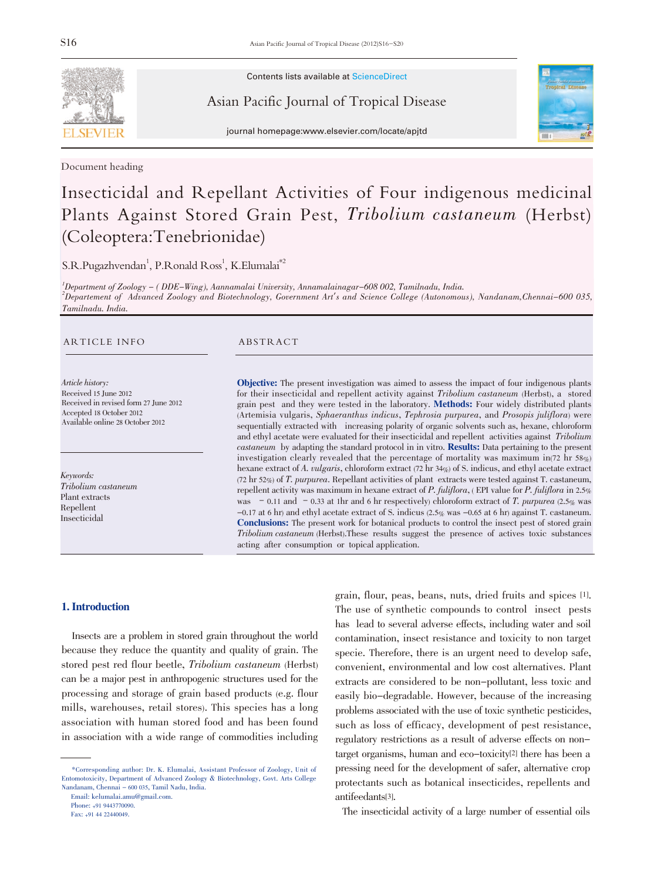Contents lists available at ScienceDirect

Asian Pacific Journal of Tropical Disease

journal homepage:www.elsevier.com/locate/apjtd

Document heading

# Insecticidal and Repellant Activities of Four indigenous medicinal Plants Against Stored Grain Pest, *Tribolium castaneum* (Herbst) (Coleoptera:Tenebrionidae)

S.R.Pugazhvendan[1], P.Ronald Ross[1], K.Elumalai[*2]

[1]Department of Zoology – ( DDE–Wing), Aannamalai University, Annamalainagar–608 002, Tamilnadu, India.
[2]Departement of Advanced Zoology and Biotechnology, Government Art's and Science College (Autonomous), Nandanam,Chennai–600 035, Tamilnadu. India.

## ARTICLE INFO

*Article history:*
Received 15 June 2012
Received in revised form 27 June 2012
Accepted 18 October 2012
Available online 28 October 2012

*Keywords:*
*Tribolium castaneum*
Plant extracts
Repellent
Insecticidal

## ABSTRACT

**Objective:** The present investigation was aimed to assess the impact of four indigenous plants for their insecticidal and repellent activity against *Tribolium castaneum* (Herbst), a stored grain pest and they were tested in the laboratory. **Methods:** Four widely distributed plants (Artemisia vulgaris, *Sphaeranthus indicus*, *Tephrosia purpurea*, and *Prosopis juliflora*) were sequentially extracted with increasing polarity of organic solvents such as, hexane, chloroform and ethyl acetate were evaluated for their insecticidal and repellent activities against *Tribolium castaneum* by adapting the standard protocol in in vitro. **Results:** Data pertaining to the present investigation clearly revealed that the percentage of mortality was maximum in(72 hr 58%) hexane extract of *A. vulgaris*, chloroform extract (72 hr 34%) of S. indicus, and ethyl acetate extract (72 hr 52%) of *T. purpurea*. Repellant activities of plant extracts were tested against T. castaneum, repellent activity was maximum in hexane extract of *P. fuliflora*, ( EPI value for *P. fuliflora* in 2.5% was – 0.11 and – 0.33 at 1hr and 6 hr respectively) chloroform extract of *T. purpurea* (2.5% was –0.17 at 6 hr) and ethyl acetate extract of S. indicus (2.5% was –0.65 at 6 hr) against T. castaneum. **Conclusions:** The present work for botanical products to control the insect pest of stored grain *Tribolium castaneum* (Herbst).These results suggest the presence of actives toxic substances acting after consumption or topical application.

## 1. Introduction

Insects are a problem in stored grain throughout the world because they reduce the quantity and quality of grain. The stored pest red flour beetle, *Tribolium castaneum* (Herbst) can be a major pest in anthropogenic structures used for the processing and storage of grain based products (e.g. flour mills, warehouses, retail stores). This species has a long association with human stored food and has been found in association with a wide range of commodities including grain, flour, peas, beans, nuts, dried fruits and spices [1]. The use of synthetic compounds to control insect pests has lead to several adverse effects, including water and soil contamination, insect resistance and toxicity to non target specie. Therefore, there is an urgent need to develop safe, convenient, environmental and low cost alternatives. Plant extracts are considered to be non–pollutant, less toxic and easily bio–degradable. However, because of the increasing problems associated with the use of toxic synthetic pesticides, such as loss of efficacy, development of pest resistance, regulatory restrictions as a result of adverse effects on non–target organisms, human and eco–toxicity[2] there has been a pressing need for the development of safer, alternative crop protectants such as botanical insecticides, repellents and antifeedants[3].

The insecticidal activity of a large number of essential oils

*Corresponding author: Dr. K. Elumalai, Assistant Professor of Zoology, Unit of Entomotoxicity, Department of Advanced Zoology & Biotechnology, Govt. Arts College Nandanam, Chennai – 600 035, Tamil Nadu, India.
Email: kelumalai.amu@gmail.com.
Phone: +91 9443770090.
Fax: +91 44 22440049.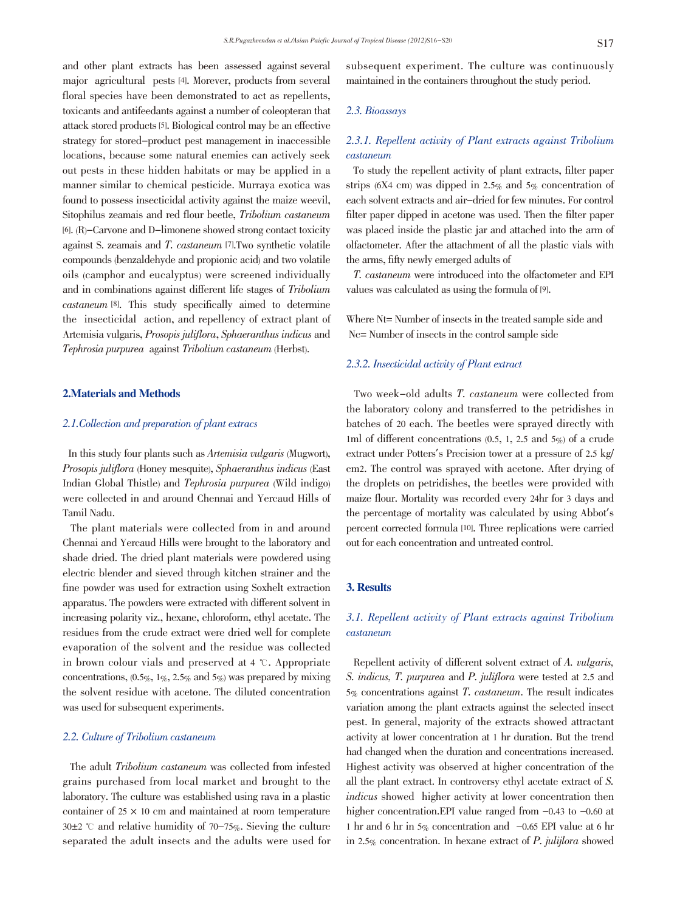and other plant extracts has been assessed against several major agricultural pests [4]. Morever, products from several floral species have been demonstrated to act as repellents, toxicants and antifeedants against a number of coleopteran that attack stored products [5]. Biological control may be an effective strategy for stored–product pest management in inaccessible locations, because some natural enemies can actively seek out pests in these hidden habitats or may be applied in a manner similar to chemical pesticide. Murraya exotica was found to possess insecticidal activity against the maize weevil, Sitophilus zeamais and red flour beetle, *Tribolium castaneum* [6]. (R)–Carvone and D–limonene showed strong contact toxicity against S. zeamais and *T. castaneum* [7].Two synthetic volatile compounds (benzaldehyde and propionic acid) and two volatile oils (camphor and eucalyptus) were screened individually and in combinations against different life stages of *Tribolium castaneum* [8]. This study specifically aimed to determine the insecticidal action, and repellency of extract plant of Artemisia vulgaris, *Prosopis juliflora*, *Sphaeranthus indicus* and *Tephrosia purpurea* against *Tribolium castaneum* (Herbst).

## 2.Materials and Methods

### *2.1.Collection and preparation of plant extracs*

In this study four plants such as *Artemisia vulgaris* (Mugwort), *Prosopis juliflora* (Honey mesquite), *Sphaeranthus indicus* (East Indian Global Thistle) and *Tephrosia purpurea* (Wild indigo) were collected in and around Chennai and Yercaud Hills of Tamil Nadu.

The plant materials were collected from in and around Chennai and Yercaud Hills were brought to the laboratory and shade dried. The dried plant materials were powdered using electric blender and sieved through kitchen strainer and the fine powder was used for extraction using Soxhelt extraction apparatus. The powders were extracted with different solvent in increasing polarity viz., hexane, chloroform, ethyl acetate. The residues from the crude extract were dried well for complete evaporation of the solvent and the residue was collected in brown colour vials and preserved at 4 ℃. Appropriate concentrations, (0.5%, 1%, 2.5% and 5%) was prepared by mixing the solvent residue with acetone. The diluted concentration was used for subsequent experiments.

### *2.2. Culture of Tribolium castaneum*

The adult *Tribolium castaneum* was collected from infested grains purchased from local market and brought to the laboratory. The culture was established using rava in a plastic container of 25 × 10 cm and maintained at room temperature 30±2 ℃ and relative humidity of 70–75%. Sieving the culture separated the adult insects and the adults were used for subsequent experiment. The culture was continuously maintained in the containers throughout the study period.

### *2.3. Bioassays*

#### *2.3.1. Repellent activity of Plant extracts against Tribolium castaneum*

To study the repellent activity of plant extracts, filter paper strips (6X4 cm) was dipped in 2.5% and 5% concentration of each solvent extracts and air–dried for few minutes. For control filter paper dipped in acetone was used. Then the filter paper was placed inside the plastic jar and attached into the arm of olfactometer. After the attachment of all the plastic vials with the arms, fifty newly emerged adults of *T. castaneum* were introduced into the olfactometer and EPI values was calculated as using the formula of [9].

Where Nt= Number of insects in the treated sample side and Nc= Number of insects in the control sample side

#### *2.3.2. Insecticidal activity of Plant extract*

Two week–old adults *T. castaneum* were collected from the laboratory colony and transferred to the petridishes in batches of 20 each. The beetles were sprayed directly with 1ml of different concentrations (0.5, 1, 2.5 and 5%) of a crude extract under Potters's Precision tower at a pressure of 2.5 kg/cm2. The control was sprayed with acetone. After drying of the droplets on petridishes, the beetles were provided with maize flour. Mortality was recorded every 24hr for 3 days and the percentage of mortality was calculated by using Abbot's percent corrected formula [10]. Three replications were carried out for each concentration and untreated control.

## 3. Results

### *3.1. Repellent activity of Plant extracts against Tribolium castaneum*

Repellent activity of different solvent extract of *A. vulgaris, S. indicus, T. purpurea* and *P. juliflora* were tested at 2.5 and 5% concentrations against *T. castaneum*. The result indicates variation among the plant extracts against the selected insect pest. In general, majority of the extracts showed attractant activity at lower concentration at 1 hr duration. But the trend had changed when the duration and concentrations increased. Highest activity was observed at higher concentration of the all the plant extract. In controversy ethyl acetate extract of *S. indicus* showed higher activity at lower concentration then higher concentration.EPI value ranged from −0.43 to −0.60 at 1 hr and 6 hr in 5% concentration and −0.65 EPI value at 6 hr in 2.5% concentration. In hexane extract of *P. julijlora* showed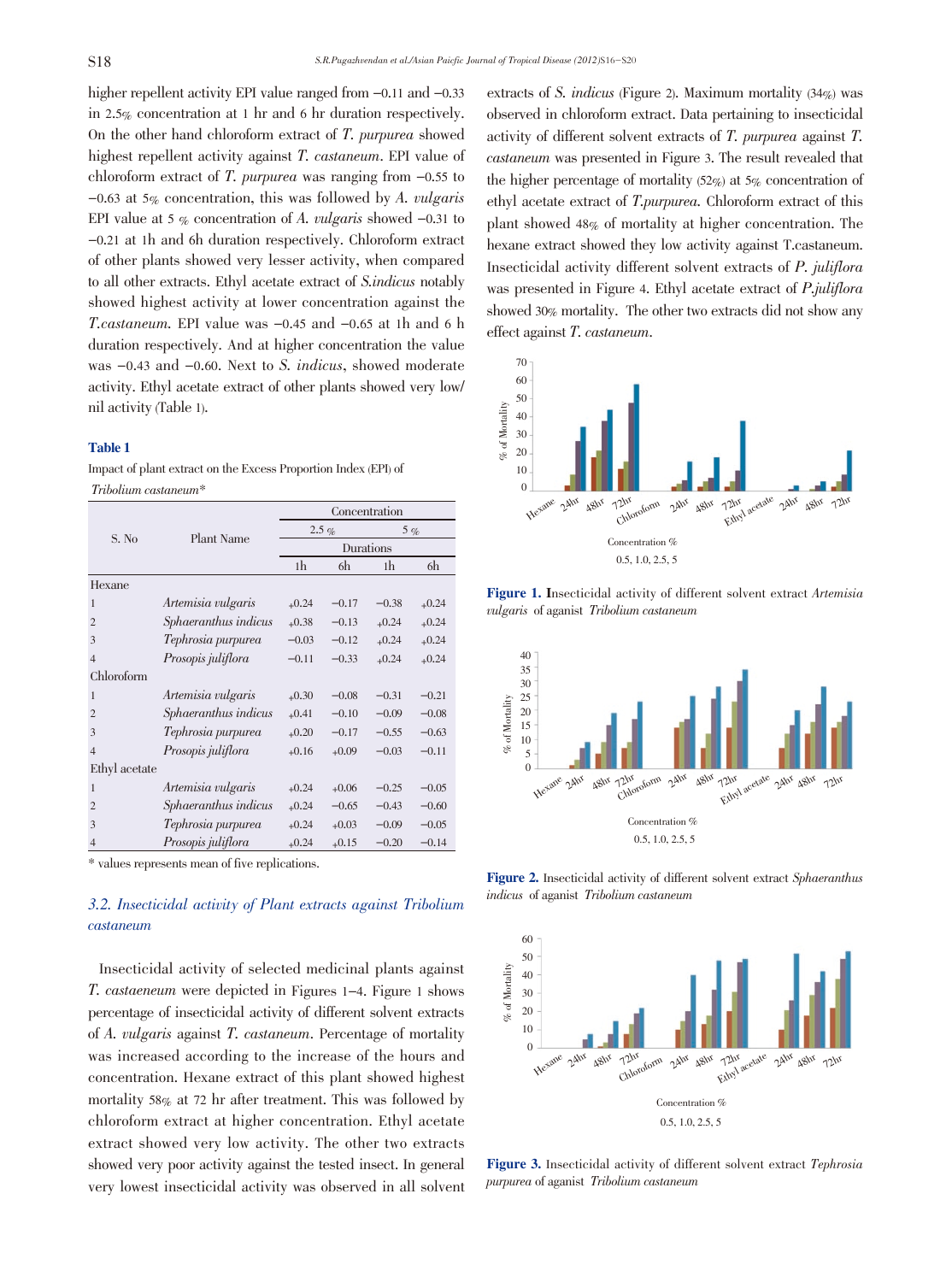higher repellent activity EPI value ranged from −0.11 and −0.33 in 2.5% concentration at 1 hr and 6 hr duration respectively. On the other hand chloroform extract of *T. purpurea* showed highest repellent activity against *T. castaneum*. EPI value of chloroform extract of *T. purpurea* was ranging from −0.55 to −0.63 at 5% concentration, this was followed by *A. vulgaris* EPI value at 5 % concentration of *A. vulgaris* showed −0.31 to −0.21 at 1h and 6h duration respectively. Chloroform extract of other plants showed very lesser activity, when compared to all other extracts. Ethyl acetate extract of *S.indicus* notably showed highest activity at lower concentration against the *T.castaneum*. EPI value was −0.45 and −0.65 at 1h and 6 h duration respectively. And at higher concentration the value was −0.43 and −0.60. Next to *S. indicus*, showed moderate activity. Ethyl acetate extract of other plants showed very low/ nil activity (Table 1).

**Table 1**

Impact of plant extract on the Excess Proportion Index (EPI) of *Tribolium castaneum*\*

| S. No | Plant Name | Concentration | | | |
|---|---|---|---|---|---|
| | | 2.5 % | | 5 % | |
| | | Durations | | | |
| | | 1h | 6h | 1h | 6h |
| Hexane | | | | | |
| 1 | *Artemisia vulgaris* | +0.24 | −0.17 | −0.38 | +0.24 |
| 2 | *Sphaeranthus indicus* | +0.38 | −0.13 | +0.24 | +0.24 |
| 3 | *Tephrosia purpurea* | −0.03 | −0.12 | +0.24 | +0.24 |
| 4 | *Prosopis juliflora* | −0.11 | −0.33 | +0.24 | +0.24 |
| Chloroform | | | | | |
| 1 | *Artemisia vulgaris* | +0.30 | −0.08 | −0.31 | −0.21 |
| 2 | *Sphaeranthus indicus* | +0.41 | −0.10 | −0.09 | −0.08 |
| 3 | *Tephrosia purpurea* | +0.20 | −0.17 | −0.55 | −0.63 |
| 4 | *Prosopis juliflora* | +0.16 | +0.09 | −0.03 | −0.11 |
| Ethyl acetate | | | | | |
| 1 | *Artemisia vulgaris* | +0.24 | +0.06 | −0.25 | −0.05 |
| 2 | *Sphaeranthus indicus* | +0.24 | −0.65 | −0.43 | −0.60 |
| 3 | *Tephrosia purpurea* | +0.24 | +0.03 | −0.09 | −0.05 |
| 4 | *Prosopis juliflora* | +0.24 | +0.15 | −0.20 | −0.14 |

\* values represents mean of five replications.

### 3.2. Insecticidal activity of Plant extracts against Tribolium castaneum

Insecticidal activity of selected medicinal plants against *T. castaeneum* were depicted in Figures 1–4. Figure 1 shows percentage of insecticidal activity of different solvent extracts of *A. vulgaris* against *T. castaneum*. Percentage of mortality was increased according to the increase of the hours and concentration. Hexane extract of this plant showed highest mortality 58% at 72 hr after treatment. This was followed by chloroform extract at higher concentration. Ethyl acetate extract showed very low activity. The other two extracts showed very poor activity against the tested insect. In general very lowest insecticidal activity was observed in all solvent extracts of *S. indicus* (Figure 2). Maximum mortality (34%) was observed in chloroform extract. Data pertaining to insecticidal activity of different solvent extracts of *T. purpurea* against *T. castaneum* was presented in Figure 3. The result revealed that the higher percentage of mortality (52%) at 5% concentration of ethyl acetate extract of *T.purpurea*. Chloroform extract of this plant showed 48% of mortality at higher concentration. The hexane extract showed they low activity against T.castaneum. Insecticidal activity different solvent extracts of *P. juliflora* was presented in Figure 4. Ethyl acetate extract of *P.juliflora* showed 30% mortality. The other two extracts did not show any effect against *T. castaneum*.

**Figure 1.** Insecticidal activity of different solvent extract *Artemisia vulgaris* of aganist *Tribolium castaneum*

**Figure 2.** Insecticidal activity of different solvent extract *Sphaeranthus indicus* of aganist *Tribolium castaneum*

**Figure 3.** Insecticidal activity of different solvent extract *Tephrosia purpurea* of aganist *Tribolium castaneum*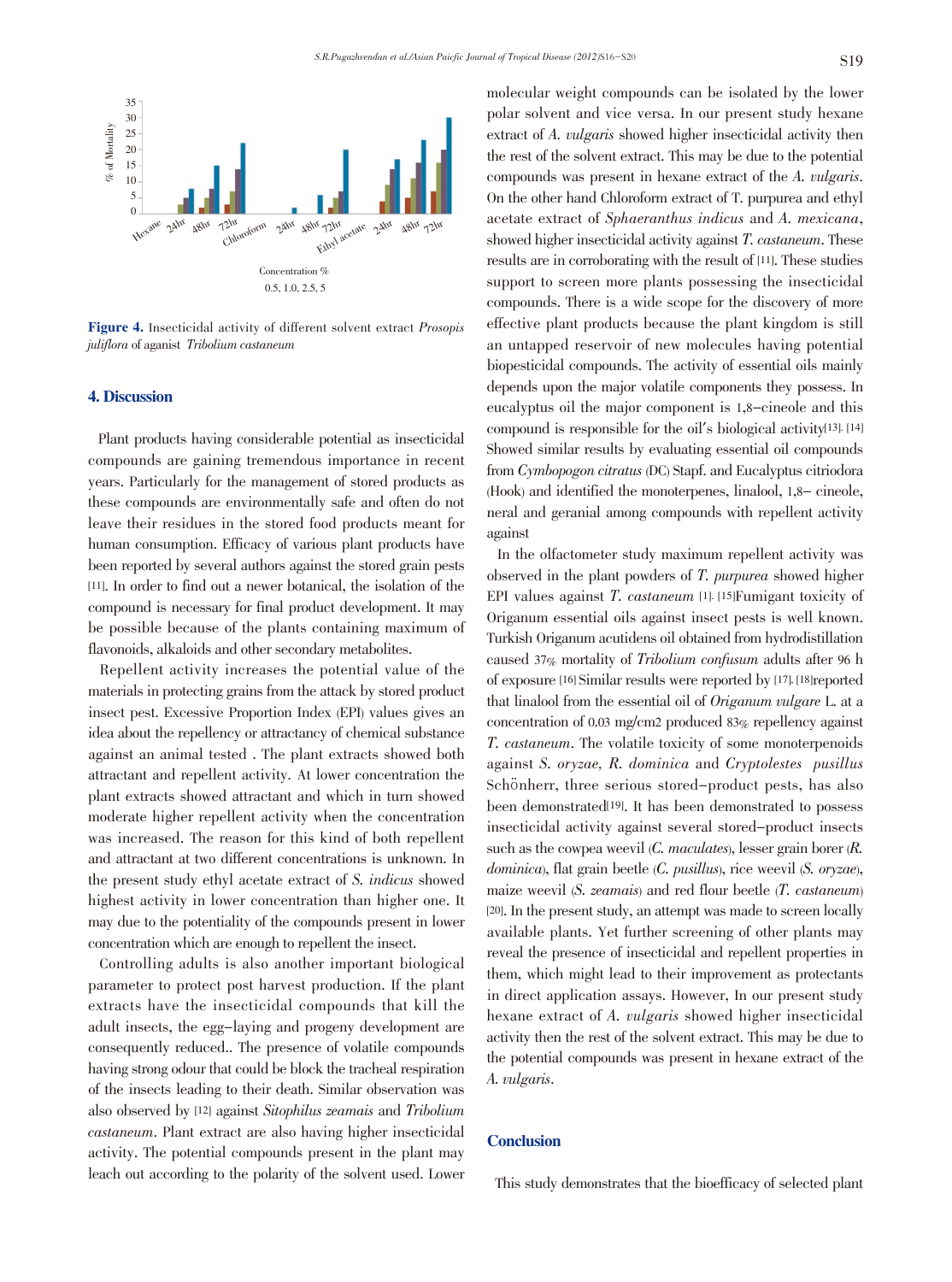Figure 4. Insecticidal activity of different solvent extract *Prosopis juliflora* of aganist *Tribolium castaneum*

## 4. Discussion

Plant products having considerable potential as insecticidal compounds are gaining tremendous importance in recent years. Particularly for the management of stored products as these compounds are environmentally safe and often do not leave their residues in the stored food products meant for human consumption. Efficacy of various plant products have been reported by several authors against the stored grain pests [11]. In order to find out a newer botanical, the isolation of the compound is necessary for final product development. It may be possible because of the plants containing maximum of flavonoids, alkaloids and other secondary metabolites.

Repellent activity increases the potential value of the materials in protecting grains from the attack by stored product insect pest. Excessive Proportion Index (EPI) values gives an idea about the repellency or attractancy of chemical substance against an animal tested . The plant extracts showed both attractant and repellent activity. At lower concentration the plant extracts showed attractant and which in turn showed moderate higher repellent activity when the concentration was increased. The reason for this kind of both repellent and attractant at two different concentrations is unknown. In the present study ethyl acetate extract of *S. indicus* showed highest activity in lower concentration than higher one. It may due to the potentiality of the compounds present in lower concentration which are enough to repellent the insect.

Controlling adults is also another important biological parameter to protect post harvest production. If the plant extracts have the insecticidal compounds that kill the adult insects, the egg-laying and progeny development are consequently reduced.. The presence of volatile compounds having strong odour that could be block the tracheal respiration of the insects leading to their death. Similar observation was also observed by [12] against *Sitophilus zeamais* and *Tribolium castaneum*. Plant extract are also having higher insecticidal activity. The potential compounds present in the plant may leach out according to the polarity of the solvent used. Lower molecular weight compounds can be isolated by the lower polar solvent and vice versa. In our present study hexane extract of *A. vulgaris* showed higher insecticidal activity then the rest of the solvent extract. This may be due to the potential compounds was present in hexane extract of the *A. vulgaris*. On the other hand Chloroform extract of T. purpurea and ethyl acetate extract of *Sphaeranthus indicus* and *A. mexicana*, showed higher insecticidal activity against *T. castaneum*. These results are in corroborating with the result of [11]. These studies support to screen more plants possessing the insecticidal compounds. There is a wide scope for the discovery of more effective plant products because the plant kingdom is still an untapped reservoir of new molecules having potential biopesticidal compounds. The activity of essential oils mainly depends upon the major volatile components they possess. In eucalyptus oil the major component is 1,8-cineole and this compound is responsible for the oil's biological activity[13]. [14] Showed similar results by evaluating essential oil compounds from *Cymbopogon citratus* (DC) Stapf. and Eucalyptus citriodora (Hook) and identified the monoterpenes, linalool, 1,8- cineole, neral and geranial among compounds with repellent activity against

In the olfactometer study maximum repellent activity was observed in the plant powders of *T. purpurea* showed higher EPI values against *T. castaneum* [1]. [15]Fumigant toxicity of Origanum essential oils against insect pests is well known. Turkish Origanum acutidens oil obtained from hydrodistillation caused 37% mortality of *Tribolium confusum* adults after 96 h of exposure [16] Similar results were reported by [17]. [18]reported that linalool from the essential oil of *Origanum vulgare* L. at a concentration of 0.03 mg/cm2 produced 83% repellency against *T. castaneum*. The volatile toxicity of some monoterpenoids against *S. oryzae*, *R. dominica* and *Cryptolestes pusillus* Schönherr, three serious stored-product pests, has also been demonstrated[19]. It has been demonstrated to possess insecticidal activity against several stored-product insects such as the cowpea weevil (*C. maculates*), lesser grain borer (*R. dominica*), flat grain beetle (*C. pusillus*), rice weevil (*S. oryzae*), maize weevil (*S. zeamais*) and red flour beetle (*T. castaneum*) [20]. In the present study, an attempt was made to screen locally available plants. Yet further screening of other plants may reveal the presence of insecticidal and repellent properties in them, which might lead to their improvement as protectants in direct application assays. However, In our present study hexane extract of *A. vulgaris* showed higher insecticidal activity then the rest of the solvent extract. This may be due to the potential compounds was present in hexane extract of the *A. vulgaris*.

## Conclusion

This study demonstrates that the bioefficacy of selected plant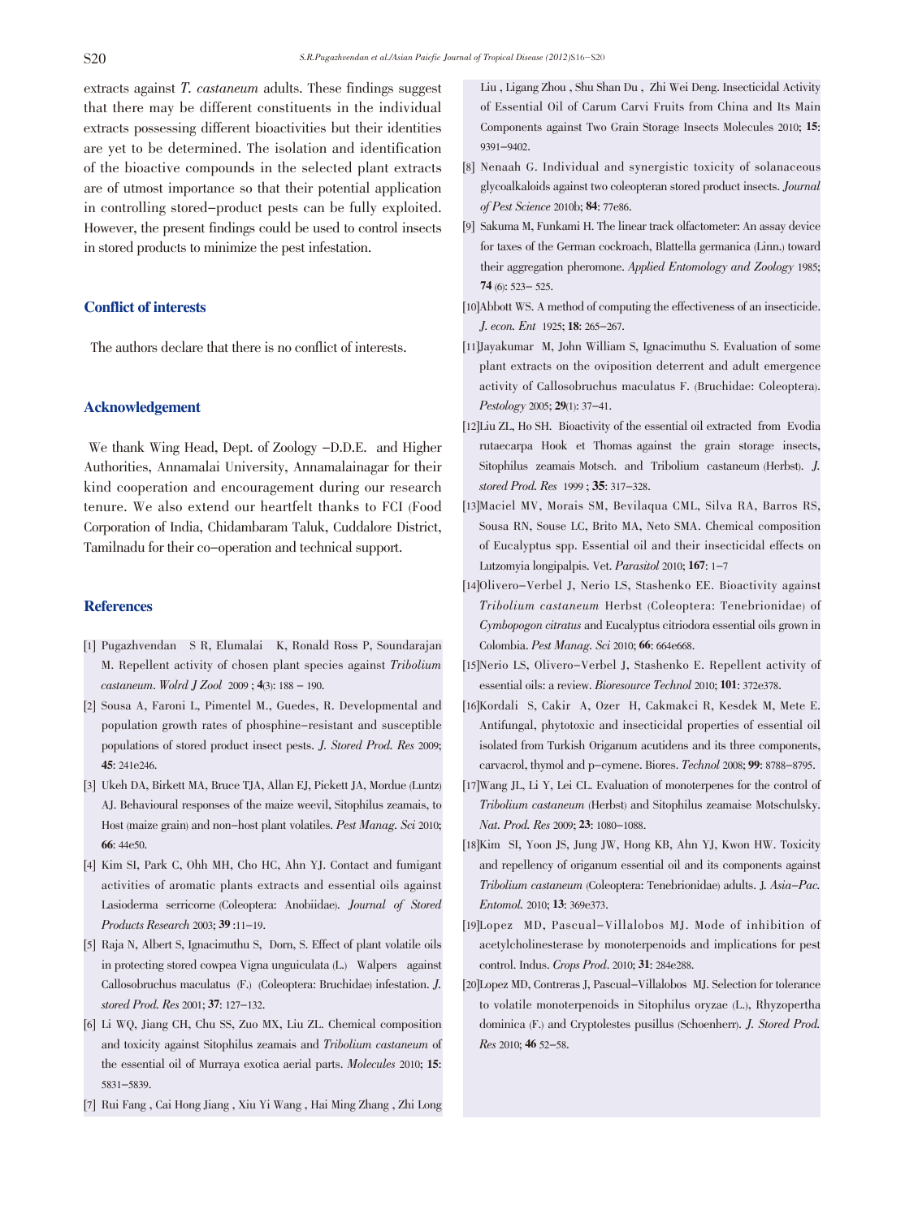extracts against *T. castaneum* adults. These findings suggest that there may be different constituents in the individual extracts possessing different bioactivities but their identities are yet to be determined. The isolation and identification of the bioactive compounds in the selected plant extracts are of utmost importance so that their potential application in controlling stored–product pests can be fully exploited. However, the present findings could be used to control insects in stored products to minimize the pest infestation.

## Conflict of interests

The authors declare that there is no conflict of interests.

## Acknowledgement

We thank Wing Head, Dept. of Zoology –D.D.E. and Higher Authorities, Annamalai University, Annamalainagar for their kind cooperation and encouragement during our research tenure. We also extend our heartfelt thanks to FCI (Food Corporation of India, Chidambaram Taluk, Cuddalore District, Tamilnadu for their co–operation and technical support.

## References

[1] Pugazhvendan S R, Elumalai K, Ronald Ross P, Soundarajan M. Repellent activity of chosen plant species against *Tribolium castaneum*. *Wolrd J Zool* 2009 ; **4**(3): 188 – 190.

[2] Sousa A, Faroni L, Pimentel M., Guedes, R. Developmental and population growth rates of phosphine–resistant and susceptible populations of stored product insect pests. *J. Stored Prod. Res* 2009; **45**: 241e246.

[3] Ukeh DA, Birkett MA, Bruce TJA, Allan EJ, Pickett JA, Mordue (Luntz) AJ. Behavioural responses of the maize weevil, Sitophilus zeamais, to Host (maize grain) and non–host plant volatiles. *Pest Manag. Sci* 2010; **66**: 44e50.

[4] Kim SI, Park C, Ohh MH, Cho HC, Ahn YJ. Contact and fumigant activities of aromatic plants extracts and essential oils against Lasioderma serricorne (Coleoptera: Anobiidae). *Journal of Stored Products Research* 2003; **39** :11–19.

[5] Raja N, Albert S, Ignacimuthu S, Dorn, S. Effect of plant volatile oils in protecting stored cowpea Vigna unguiculata (L.) Walpers against Callosobruchus maculatus (F.) (Coleoptera: Bruchidae) infestation. *J. stored Prod. Res* 2001; **37**: 127–132.

[6] Li WQ, Jiang CH, Chu SS, Zuo MX, Liu ZL. Chemical composition and toxicity against Sitophilus zeamais and *Tribolium castaneum* of the essential oil of Murraya exotica aerial parts. *Molecules* 2010; **15**: 5831–5839.

[7] Rui Fang , Cai Hong Jiang , Xiu Yi Wang , Hai Ming Zhang , Zhi Long Liu , Ligang Zhou , Shu Shan Du , Zhi Wei Deng. Insecticidal Activity of Essential Oil of Carum Carvi Fruits from China and Its Main Components against Two Grain Storage Insects Molecules 2010; **15**: 9391–9402.

[8] Nenaah G. Individual and synergistic toxicity of solanaceous glycoalkaloids against two coleopteran stored product insects. *Journal of Pest Science* 2010b; **84**: 77e86.

[9] Sakuma M, Funkami H. The linear track olfactometer: An assay device for taxes of the German cockroach, Blattella germanica (Linn.) toward their aggregation pheromone. *Applied Entomology and Zoology* 1985; **74** (6): 523– 525.

[10]Abbott WS. A method of computing the effectiveness of an insecticide. *J. econ. Ent* 1925; **18**: 265–267.

[11]Jayakumar M, John William S, Ignacimuthu S. Evaluation of some plant extracts on the oviposition deterrent and adult emergence activity of Callosobruchus maculatus F. (Bruchidae: Coleoptera). *Pestology* 2005; **29**(1): 37–41.

[12]Liu ZL, Ho SH. Bioactivity of the essential oil extracted from Evodia rutaecarpa Hook et Thomas against the grain storage insects, Sitophilus zeamais Motsch. and Tribolium castaneum (Herbst). *J. stored Prod. Res* 1999 ; **35**: 317–328.

[13]Maciel MV, Morais SM, Bevilaqua CML, Silva RA, Barros RS, Sousa RN, Souse LC, Brito MA, Neto SMA. Chemical composition of Eucalyptus spp. Essential oil and their insecticidal effects on Lutzomyia longipalpis. Vet. *Parasitol* 2010; **167**: 1–7

[14]Olivero–Verbel J, Nerio LS, Stashenko EE. Bioactivity against *Tribolium castaneum* Herbst (Coleoptera: Tenebrionidae) of *Cymbopogon citratus* and Eucalyptus citriodora essential oils grown in Colombia. *Pest Manag. Sci* 2010; **66**: 664e668.

[15]Nerio LS, Olivero–Verbel J, Stashenko E. Repellent activity of essential oils: a review. *Bioresource Technol* 2010; **101**: 372e378.

[16]Kordali S, Cakir A, Ozer H, Cakmakci R, Kesdek M, Mete E. Antifungal, phytotoxic and insecticidal properties of essential oil isolated from Turkish Origanum acutidens and its three components, carvacrol, thymol and p–cymene. Biores. *Technol* 2008; **99**: 8788–8795.

[17]Wang JL, Li Y, Lei CL. Evaluation of monoterpenes for the control of *Tribolium castaneum* (Herbst) and Sitophilus zeamaise Motschulsky. *Nat. Prod. Res* 2009; **23**: 1080–1088.

[18]Kim SI, Yoon JS, Jung JW, Hong KB, Ahn YJ, Kwon HW. Toxicity and repellency of origanum essential oil and its components against *Tribolium castaneum* (Coleoptera: Tenebrionidae) adults. J. *Asia–Pac. Entomol.* 2010; **13**: 369e373.

[19]Lopez MD, Pascual–Villalobos MJ. Mode of inhibition of acetylcholinesterase by monoterpenoids and implications for pest control. Indus. *Crops Prod*. 2010; **31**: 284e288.

[20]Lopez MD, Contreras J, Pascual–Villalobos MJ. Selection for tolerance to volatile monoterpenoids in Sitophilus oryzae (L.), Rhyzopertha dominica (F.) and Cryptolestes pusillus (Schoenherr). *J. Stored Prod. Res* 2010; **46** 52–58.